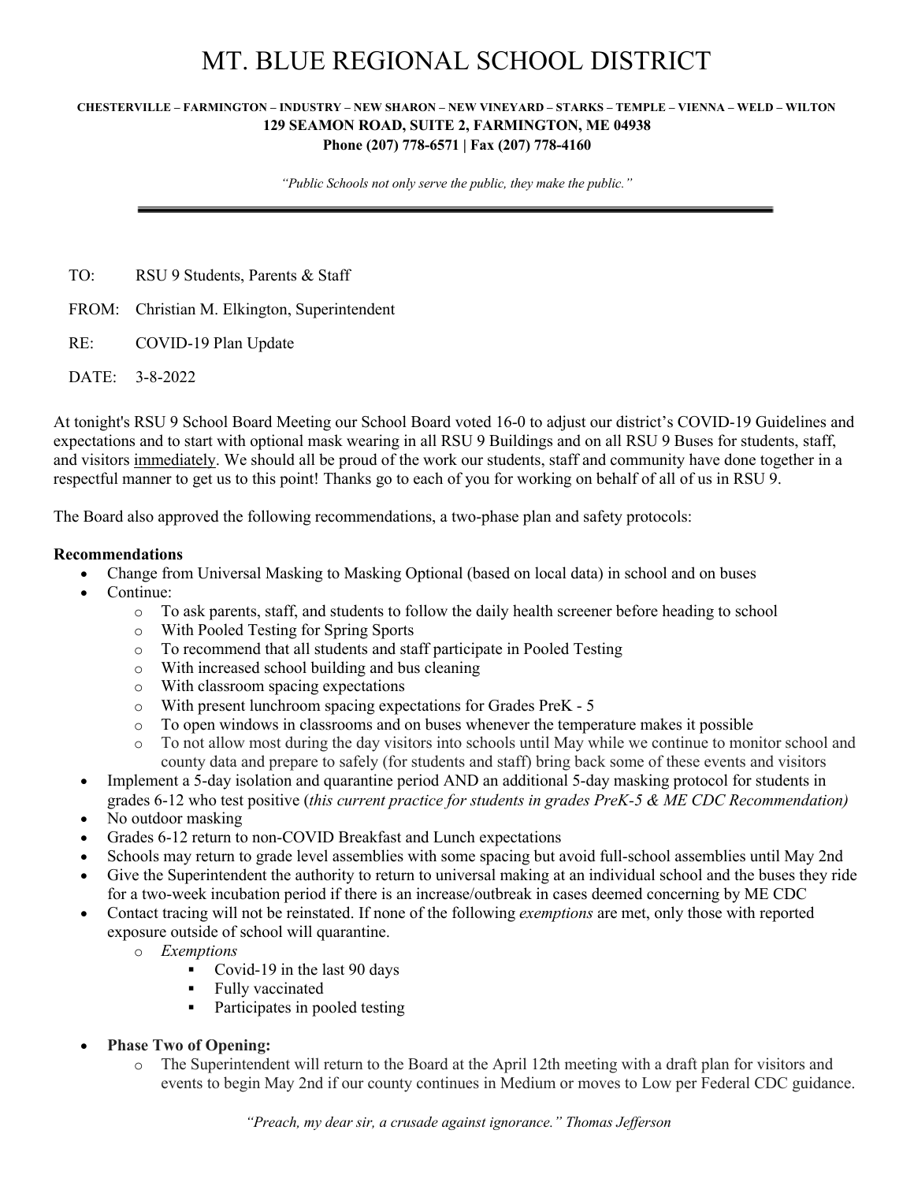# MT. BLUE REGIONAL SCHOOL DISTRICT

**CHESTERVILLE – FARMINGTON – INDUSTRY – NEW SHARON – NEW VINEYARD – STARKS – TEMPLE – VIENNA – WELD – WILTON**
**129 SEAMON ROAD, SUITE 2, FARMINGTON, ME 04938**
**Phone (207) 778-6571 | Fax (207) 778-4160**

*"Public Schools not only serve the public, they make the public."*

---

TO: RSU 9 Students, Parents & Staff

FROM: Christian M. Elkington, Superintendent

RE: COVID-19 Plan Update

DATE: 3-8-2022

At tonight's RSU 9 School Board Meeting our School Board voted 16-0 to adjust our district's COVID-19 Guidelines and expectations and to start with optional mask wearing in all RSU 9 Buildings and on all RSU 9 Buses for students, staff, and visitors <u>immediately</u>. We should all be proud of the work our students, staff and community have done together in a respectful manner to get us to this point! Thanks go to each of you for working on behalf of all of us in RSU 9.

The Board also approved the following recommendations, a two-phase plan and safety protocols:

**Recommendations**

- Change from Universal Masking to Masking Optional (based on local data) in school and on buses
- Continue:
  - To ask parents, staff, and students to follow the daily health screener before heading to school
  - With Pooled Testing for Spring Sports
  - To recommend that all students and staff participate in Pooled Testing
  - With increased school building and bus cleaning
  - With classroom spacing expectations
  - With present lunchroom spacing expectations for Grades PreK - 5
  - To open windows in classrooms and on buses whenever the temperature makes it possible
  - To not allow most during the day visitors into schools until May while we continue to monitor school and county data and prepare to safely (for students and staff) bring back some of these events and visitors
- Implement a 5-day isolation and quarantine period AND an additional 5-day masking protocol for students in grades 6-12 who test positive (*this current practice for students in grades PreK-5 & ME CDC Recommendation)*
- No outdoor masking
- Grades 6-12 return to non-COVID Breakfast and Lunch expectations
- Schools may return to grade level assemblies with some spacing but avoid full-school assemblies until May 2nd
- Give the Superintendent the authority to return to universal making at an individual school and the buses they ride for a two-week incubation period if there is an increase/outbreak in cases deemed concerning by ME CDC
- Contact tracing will not be reinstated. If none of the following *exemptions* are met, only those with reported exposure outside of school will quarantine.
  - *Exemptions*
    - Covid-19 in the last 90 days
    - Fully vaccinated
    - Participates in pooled testing

- **Phase Two of Opening:**
  - The Superintendent will return to the Board at the April 12th meeting with a draft plan for visitors and events to begin May 2nd if our county continues in Medium or moves to Low per Federal CDC guidance.

*"Preach, my dear sir, a crusade against ignorance." Thomas Jefferson*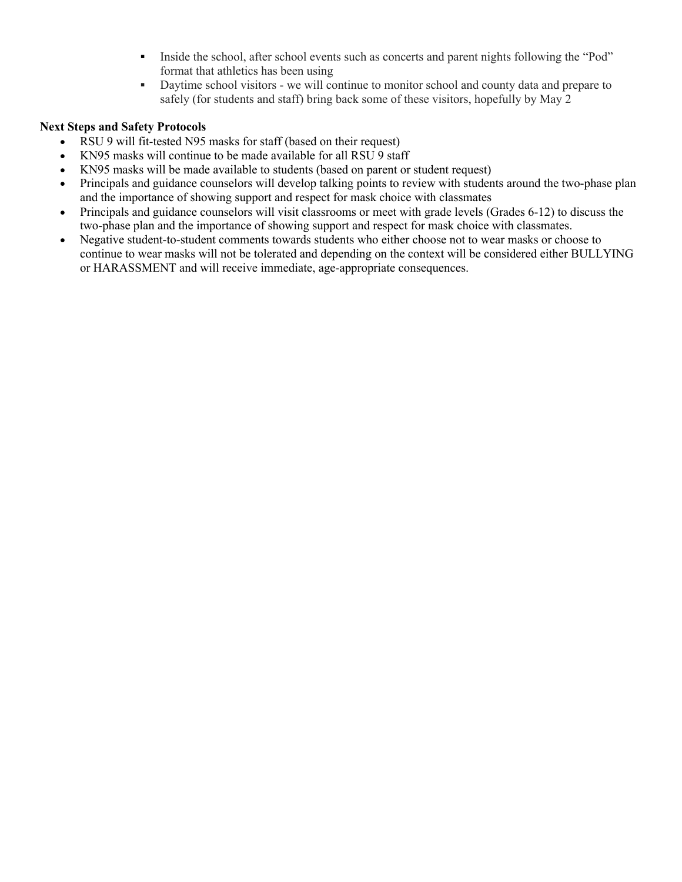- Inside the school, after school events such as concerts and parent nights following the "Pod" format that athletics has been using
- Daytime school visitors - we will continue to monitor school and county data and prepare to safely (for students and staff) bring back some of these visitors, hopefully by May 2

**Next Steps and Safety Protocols**

- RSU 9 will fit-tested N95 masks for staff (based on their request)
- KN95 masks will continue to be made available for all RSU 9 staff
- KN95 masks will be made available to students (based on parent or student request)
- Principals and guidance counselors will develop talking points to review with students around the two-phase plan and the importance of showing support and respect for mask choice with classmates
- Principals and guidance counselors will visit classrooms or meet with grade levels (Grades 6-12) to discuss the two-phase plan and the importance of showing support and respect for mask choice with classmates.
- Negative student-to-student comments towards students who either choose not to wear masks or choose to continue to wear masks will not be tolerated and depending on the context will be considered either BULLYING or HARASSMENT and will receive immediate, age-appropriate consequences.